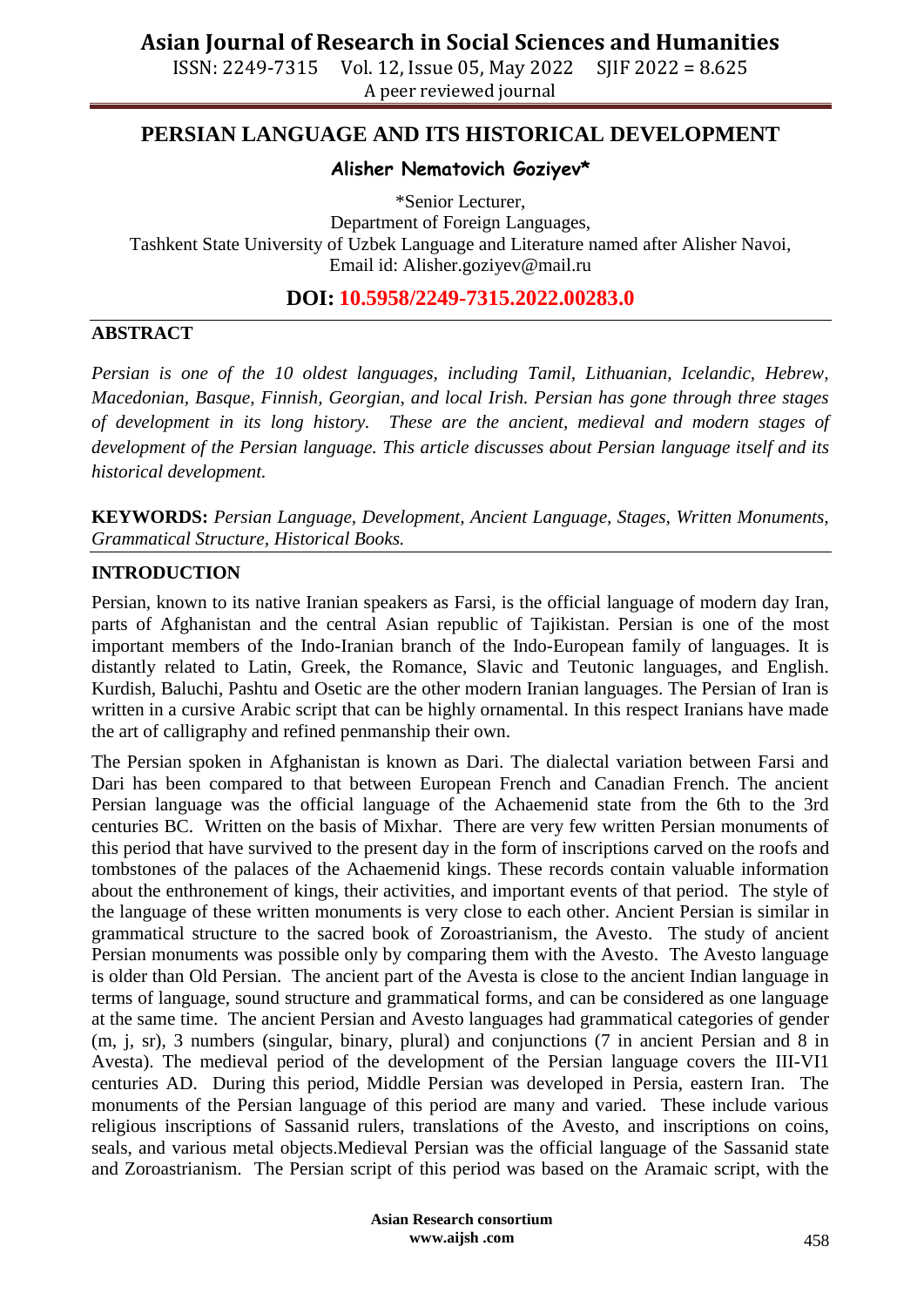# PERSIAN LANGUAGE AND ITS HISTORICAL DEVELOPMENT

**Alisher Nematovich Goziyev***

*Senior Lecturer,
Department of Foreign Languages,
Tashkent State University of Uzbek Language and Literature named after Alisher Navoi,
Email id: Alisher.goziyev@mail.ru

**DOI: 10.5958/2249-7315.2022.00283.0**

## ABSTRACT

*Persian is one of the 10 oldest languages, including Tamil, Lithuanian, Icelandic, Hebrew, Macedonian, Basque, Finnish, Georgian, and local Irish. Persian has gone through three stages of development in its long history. These are the ancient, medieval and modern stages of development of the Persian language. This article discusses about Persian language itself and its historical development.*

**KEYWORDS:** *Persian Language, Development, Ancient Language, Stages, Written Monuments, Grammatical Structure, Historical Books.*

## INTRODUCTION

Persian, known to its native Iranian speakers as Farsi, is the official language of modern day Iran, parts of Afghanistan and the central Asian republic of Tajikistan. Persian is one of the most important members of the Indo-Iranian branch of the Indo-European family of languages. It is distantly related to Latin, Greek, the Romance, Slavic and Teutonic languages, and English. Kurdish, Baluchi, Pashtu and Osetic are the other modern Iranian languages. The Persian of Iran is written in a cursive Arabic script that can be highly ornamental. In this respect Iranians have made the art of calligraphy and refined penmanship their own.

The Persian spoken in Afghanistan is known as Dari. The dialectal variation between Farsi and Dari has been compared to that between European French and Canadian French. The ancient Persian language was the official language of the Achaemenid state from the 6th to the 3rd centuries BC. Written on the basis of Mixhar. There are very few written Persian monuments of this period that have survived to the present day in the form of inscriptions carved on the roofs and tombstones of the palaces of the Achaemenid kings. These records contain valuable information about the enthronement of kings, their activities, and important events of that period. The style of the language of these written monuments is very close to each other. Ancient Persian is similar in grammatical structure to the sacred book of Zoroastrianism, the Avesto. The study of ancient Persian monuments was possible only by comparing them with the Avesto. The Avesto language is older than Old Persian. The ancient part of the Avesta is close to the ancient Indian language in terms of language, sound structure and grammatical forms, and can be considered as one language at the same time. The ancient Persian and Avesto languages had grammatical categories of gender (m, j, sr), 3 numbers (singular, binary, plural) and conjunctions (7 in ancient Persian and 8 in Avesta). The medieval period of the development of the Persian language covers the III-VI1 centuries AD. During this period, Middle Persian was developed in Persia, eastern Iran. The monuments of the Persian language of this period are many and varied. These include various religious inscriptions of Sassanid rulers, translations of the Avesto, and inscriptions on coins, seals, and various metal objects.Medieval Persian was the official language of the Sassanid state and Zoroastrianism. The Persian script of this period was based on the Aramaic script, with the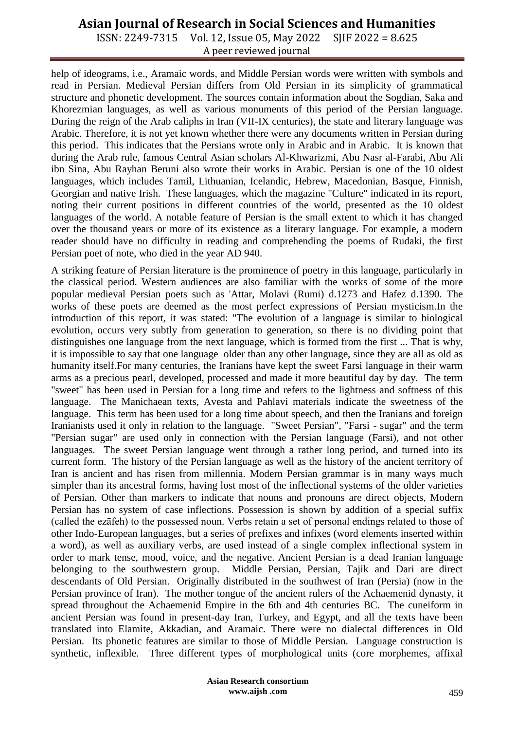help of ideograms, i.e., Aramaic words, and Middle Persian words were written with symbols and read in Persian. Medieval Persian differs from Old Persian in its simplicity of grammatical structure and phonetic development. The sources contain information about the Sogdian, Saka and Khorezmian languages, as well as various monuments of this period of the Persian language. During the reign of the Arab caliphs in Iran (VII-IX centuries), the state and literary language was Arabic. Therefore, it is not yet known whether there were any documents written in Persian during this period. This indicates that the Persians wrote only in Arabic and in Arabic. It is known that during the Arab rule, famous Central Asian scholars Al-Khwarizmi, Abu Nasr al-Farabi, Abu Ali ibn Sina, Abu Rayhan Beruni also wrote their works in Arabic. Persian is one of the 10 oldest languages, which includes Tamil, Lithuanian, Icelandic, Hebrew, Macedonian, Basque, Finnish, Georgian and native Irish. These languages, which the magazine "Culture" indicated in its report, noting their current positions in different countries of the world, presented as the 10 oldest languages of the world. A notable feature of Persian is the small extent to which it has changed over the thousand years or more of its existence as a literary language. For example, a modern reader should have no difficulty in reading and comprehending the poems of Rudaki, the first Persian poet of note, who died in the year AD 940.

A striking feature of Persian literature is the prominence of poetry in this language, particularly in the classical period. Western audiences are also familiar with the works of some of the more popular medieval Persian poets such as 'Attar, Molavi (Rumi) d.1273 and Hafez d.1390. The works of these poets are deemed as the most perfect expressions of Persian mysticism.In the introduction of this report, it was stated: "The evolution of a language is similar to biological evolution, occurs very subtly from generation to generation, so there is no dividing point that distinguishes one language from the next language, which is formed from the first ... That is why, it is impossible to say that one language older than any other language, since they are all as old as humanity itself.For many centuries, the Iranians have kept the sweet Farsi language in their warm arms as a precious pearl, developed, processed and made it more beautiful day by day. The term "sweet" has been used in Persian for a long time and refers to the lightness and softness of this language. The Manichaean texts, Avesta and Pahlavi materials indicate the sweetness of the language. This term has been used for a long time about speech, and then the Iranians and foreign Iranianists used it only in relation to the language. "Sweet Persian", "Farsi - sugar" and the term "Persian sugar" are used only in connection with the Persian language (Farsi), and not other languages. The sweet Persian language went through a rather long period, and turned into its current form. The history of the Persian language as well as the history of the ancient territory of Iran is ancient and has risen from millennia. Modern Persian grammar is in many ways much simpler than its ancestral forms, having lost most of the inflectional systems of the older varieties of Persian. Other than markers to indicate that nouns and pronouns are direct objects, Modern Persian has no system of case inflections. Possession is shown by addition of a special suffix (called the ezāfeh) to the possessed noun. Verbs retain a set of personal endings related to those of other Indo-European languages, but a series of prefixes and infixes (word elements inserted within a word), as well as auxiliary verbs, are used instead of a single complex inflectional system in order to mark tense, mood, voice, and the negative. Ancient Persian is a dead Iranian language belonging to the southwestern group. Middle Persian, Persian, Tajik and Dari are direct descendants of Old Persian. Originally distributed in the southwest of Iran (Persia) (now in the Persian province of Iran). The mother tongue of the ancient rulers of the Achaemenid dynasty, it spread throughout the Achaemenid Empire in the 6th and 4th centuries BC. The cuneiform in ancient Persian was found in present-day Iran, Turkey, and Egypt, and all the texts have been translated into Elamite, Akkadian, and Aramaic. There were no dialectal differences in Old Persian. Its phonetic features are similar to those of Middle Persian. Language construction is synthetic, inflexible. Three different types of morphological units (core morphemes, affixal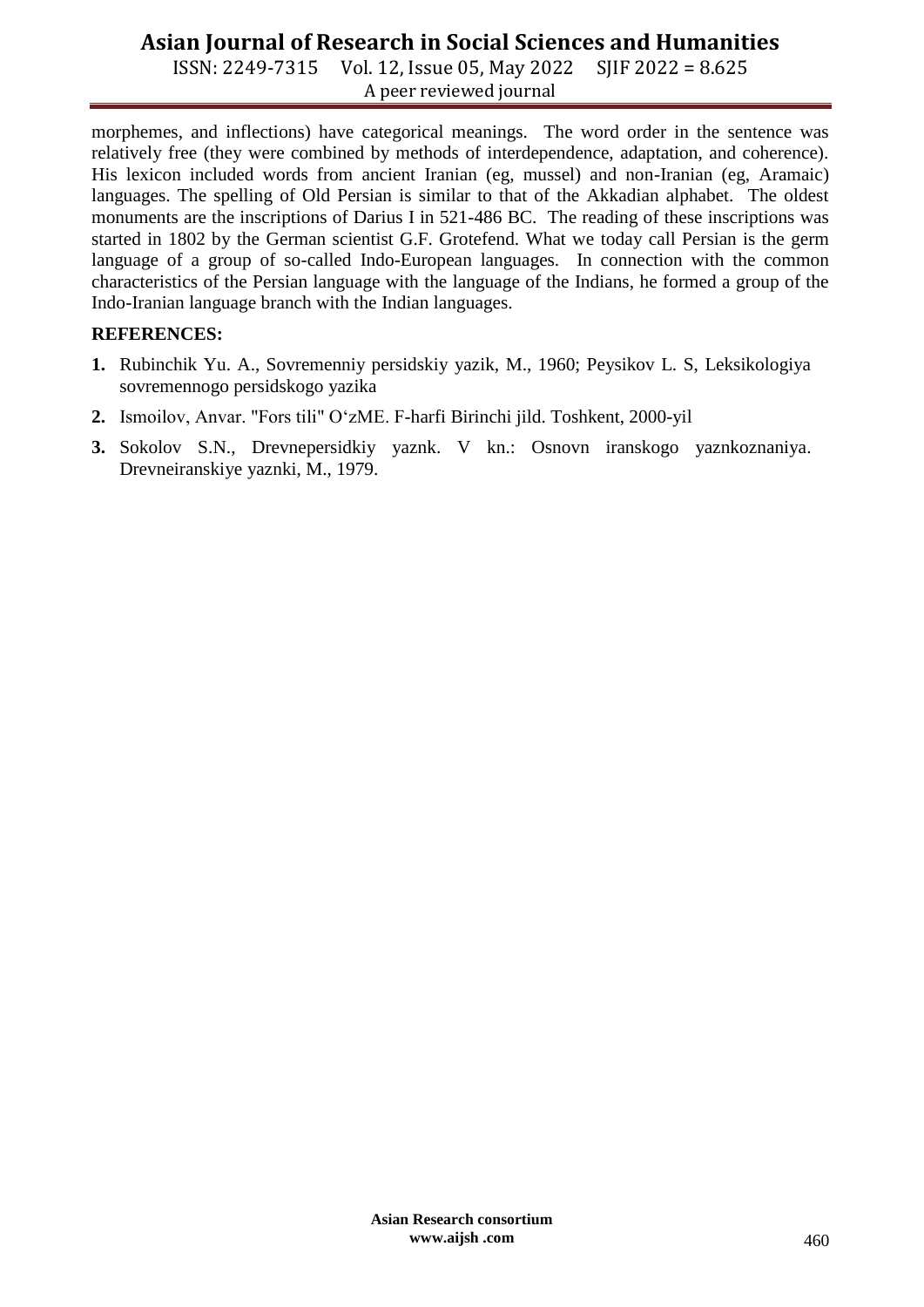morphemes, and inflections) have categorical meanings. The word order in the sentence was relatively free (they were combined by methods of interdependence, adaptation, and coherence). His lexicon included words from ancient Iranian (eg, mussel) and non-Iranian (eg, Aramaic) languages. The spelling of Old Persian is similar to that of the Akkadian alphabet. The oldest monuments are the inscriptions of Darius I in 521-486 BC. The reading of these inscriptions was started in 1802 by the German scientist G.F. Grotefend. What we today call Persian is the germ language of a group of so-called Indo-European languages. In connection with the common characteristics of the Persian language with the language of the Indians, he formed a group of the Indo-Iranian language branch with the Indian languages.

**REFERENCES:**

1. Rubinchik Yu. A., Sovremenniy persidskiy yazik, M., 1960; Peysikov L. S, Leksikologiya sovremennogo persidskogo yazika
2. Ismoilov, Anvar. "Fors tili" O‘zME. F-harfi Birinchi jild. Toshkent, 2000-yil
3. Sokolov S.N., Drevnepersidkiy yaznk. V kn.: Osnovn iranskogo yaznkoznaniya. Drevneiranskiye yaznki, M., 1979.